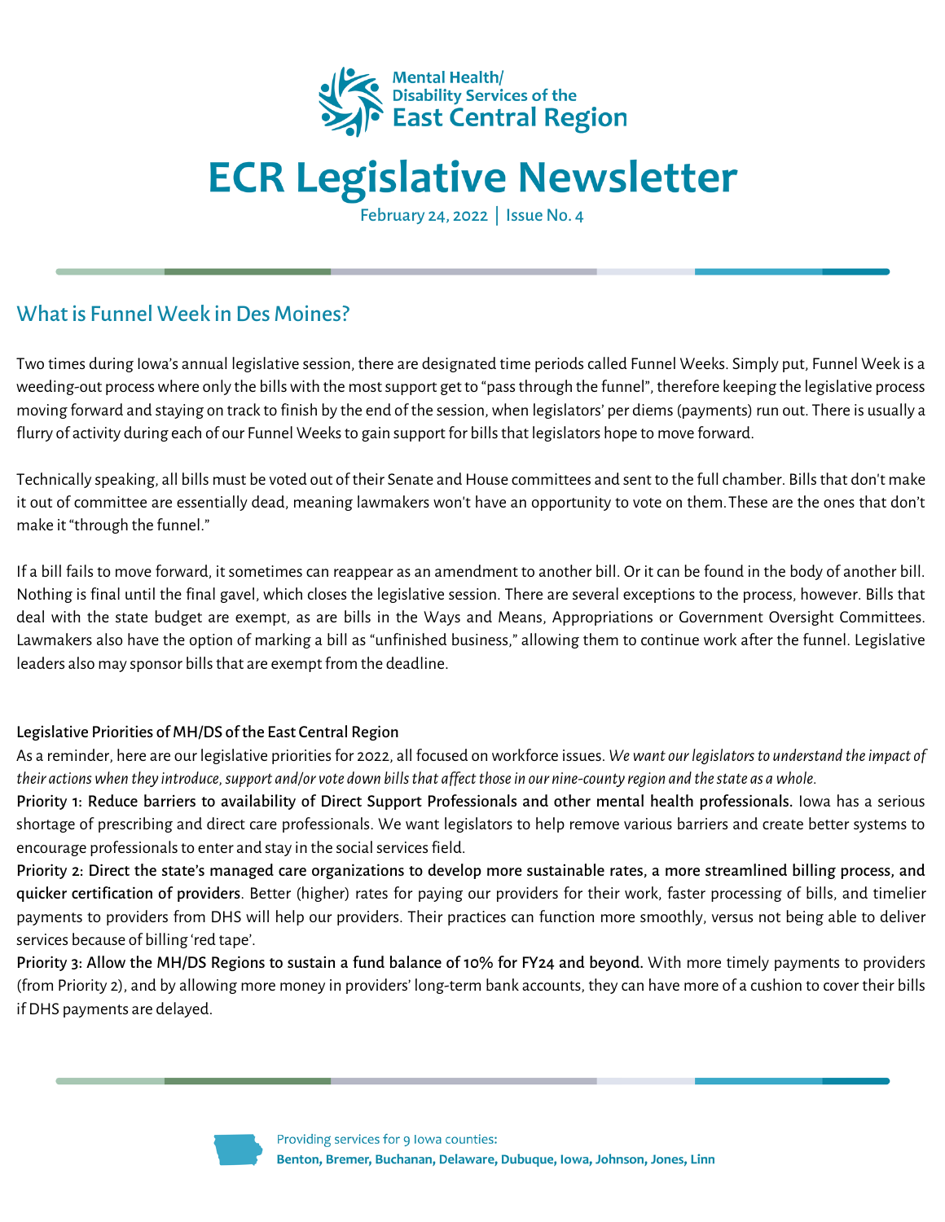Mental Health/
Disability Services of the
East Central Region

# ECR Legislative Newsletter

February 24, 2022 | Issue No. 4

## What is Funnel Week in Des Moines?

Two times during Iowa's annual legislative session, there are designated time periods called Funnel Weeks. Simply put, Funnel Week is a weeding-out process where only the bills with the most support get to "pass through the funnel", therefore keeping the legislative process moving forward and staying on track to finish by the end of the session, when legislators' per diems (payments) run out. There is usually a flurry of activity during each of our Funnel Weeks to gain support for bills that legislators hope to move forward.

Technically speaking, all bills must be voted out of their Senate and House committees and sent to the full chamber. Bills that don't make it out of committee are essentially dead, meaning lawmakers won't have an opportunity to vote on them. These are the ones that don't make it "through the funnel."

If a bill fails to move forward, it sometimes can reappear as an amendment to another bill. Or it can be found in the body of another bill. Nothing is final until the final gavel, which closes the legislative session. There are several exceptions to the process, however. Bills that deal with the state budget are exempt, as are bills in the Ways and Means, Appropriations or Government Oversight Committees. Lawmakers also have the option of marking a bill as "unfinished business," allowing them to continue work after the funnel. Legislative leaders also may sponsor bills that are exempt from the deadline.

### Legislative Priorities of MH/DS of the East Central Region

As a reminder, here are our legislative priorities for 2022, all focused on workforce issues. *We want our legislators to understand the impact of their actions when they introduce, support and/or vote down bills that affect those in our nine-county region and the state as a whole.*

**Priority 1: Reduce barriers to availability of Direct Support Professionals and other mental health professionals.** Iowa has a serious shortage of prescribing and direct care professionals. We want legislators to help remove various barriers and create better systems to encourage professionals to enter and stay in the social services field.

**Priority 2: Direct the state's managed care organizations to develop more sustainable rates, a more streamlined billing process, and quicker certification of providers**. Better (higher) rates for paying our providers for their work, faster processing of bills, and timelier payments to providers from DHS will help our providers. Their practices can function more smoothly, versus not being able to deliver services because of billing 'red tape'.

**Priority 3: Allow the MH/DS Regions to sustain a fund balance of 10% for FY24 and beyond.** With more timely payments to providers (from Priority 2), and by allowing more money in providers' long-term bank accounts, they can have more of a cushion to cover their bills if DHS payments are delayed.

Providing services for 9 Iowa counties:
**Benton, Bremer, Buchanan, Delaware, Dubuque, Iowa, Johnson, Jones, Linn**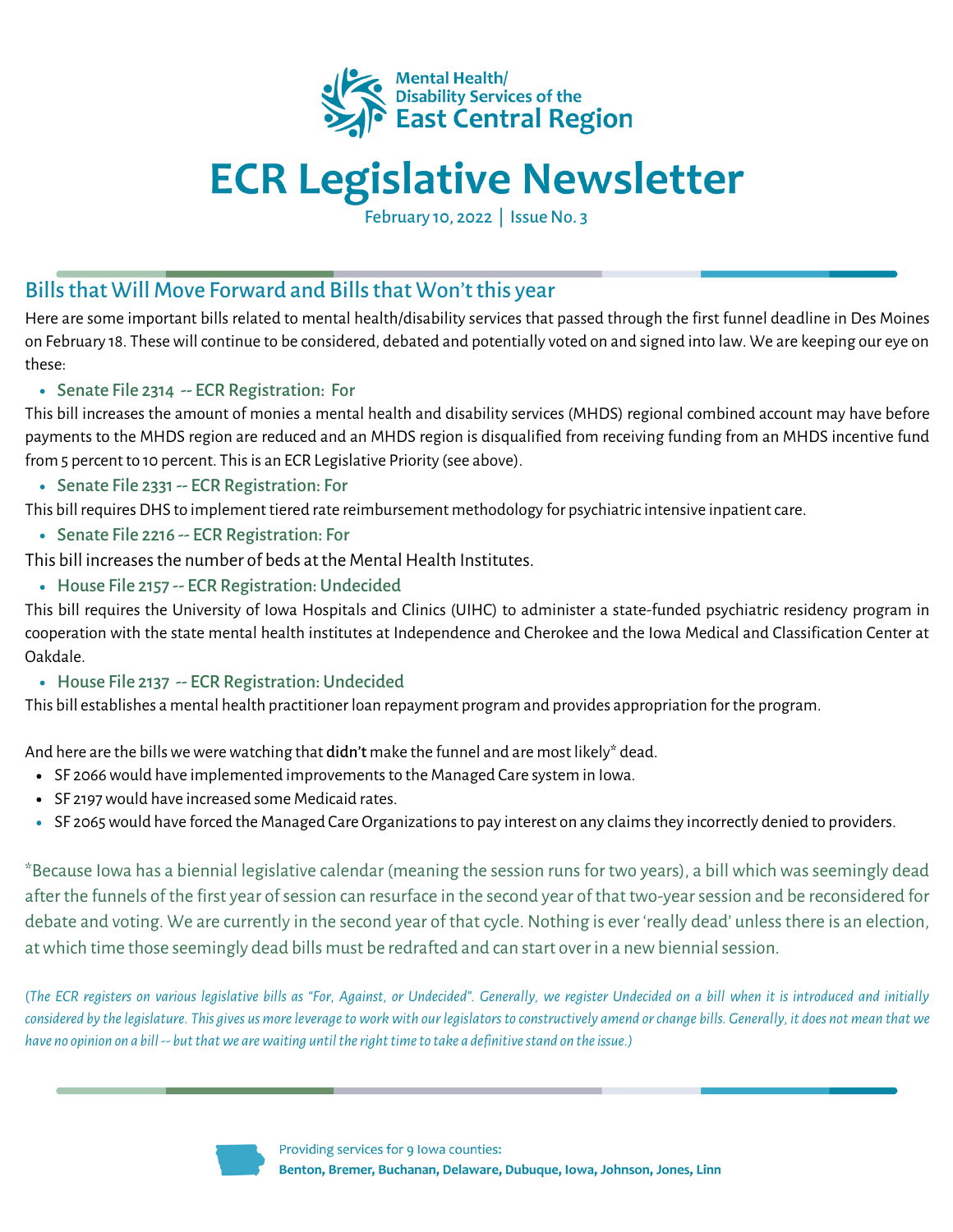Mental Health/
Disability Services of the
East Central Region

# ECR Legislative Newsletter

February 10, 2022 | Issue No. 3

## Bills that Will Move Forward and Bills that Won't this year

Here are some important bills related to mental health/disability services that passed through the first funnel deadline in Des Moines on February 18. These will continue to be considered, debated and potentially voted on and signed into law. We are keeping our eye on these:

- **Senate File 2314 -- ECR Registration: For**

This bill increases the amount of monies a mental health and disability services (MHDS) regional combined account may have before payments to the MHDS region are reduced and an MHDS region is disqualified from receiving funding from an MHDS incentive fund from 5 percent to 10 percent. This is an ECR Legislative Priority (see above).

- **Senate File 2331 -- ECR Registration: For**

This bill requires DHS to implement tiered rate reimbursement methodology for psychiatric intensive inpatient care.

- **Senate File 2216 -- ECR Registration: For**

This bill increases the number of beds at the Mental Health Institutes.

- **House File 2157 -- ECR Registration: Undecided**

This bill requires the University of Iowa Hospitals and Clinics (UIHC) to administer a state-funded psychiatric residency program in cooperation with the state mental health institutes at Independence and Cherokee and the Iowa Medical and Classification Center at Oakdale.

- **House File 2137 -- ECR Registration: Undecided**

This bill establishes a mental health practitioner loan repayment program and provides appropriation for the program.

And here are the bills we were watching that **didn't** make the funnel and are most likely* dead.

- SF 2066 would have implemented improvements to the Managed Care system in Iowa.
- SF 2197 would have increased some Medicaid rates.
- SF 2065 would have forced the Managed Care Organizations to pay interest on any claims they incorrectly denied to providers.

*Because Iowa has a biennial legislative calendar (meaning the session runs for two years), a bill which was seemingly dead after the funnels of the first year of session can resurface in the second year of that two-year session and be reconsidered for debate and voting. We are currently in the second year of that cycle. Nothing is ever 'really dead' unless there is an election, at which time those seemingly dead bills must be redrafted and can start over in a new biennial session.

*(The ECR registers on various legislative bills as "For, Against, or Undecided". Generally, we register Undecided on a bill when it is introduced and initially considered by the legislature. This gives us more leverage to work with our legislators to constructively amend or change bills. Generally, it does not mean that we have no opinion on a bill -- but that we are waiting until the right time to take a definitive stand on the issue.)*

Providing services for 9 Iowa counties:
**Benton, Bremer, Buchanan, Delaware, Dubuque, Iowa, Johnson, Jones, Linn**